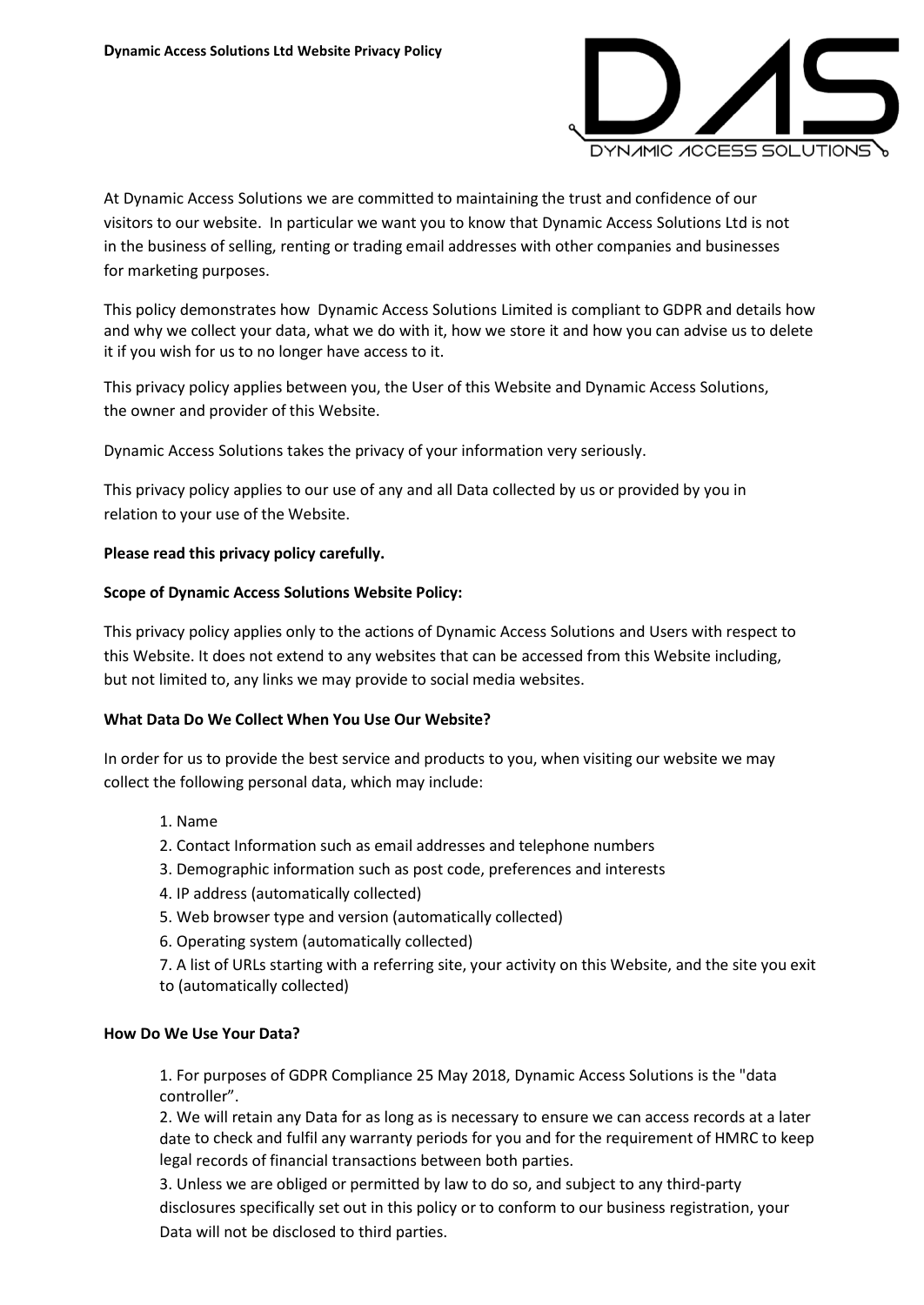**Dynamic Access Solutions Ltd Website Privacy Policy**

At Dynamic Access Solutions we are committed to maintaining the trust and confidence of our visitors to our website. In particular we want you to know that Dynamic Access Solutions Ltd is not in the business of selling, renting or trading email addresses with other companies and businesses for marketing purposes.

This policy demonstrates how Dynamic Access Solutions Limited is compliant to GDPR and details how and why we collect your data, what we do with it, how we store it and how you can advise us to delete it if you wish for us to no longer have access to it.

This privacy policy applies between you, the User of this Website and Dynamic Access Solutions, the owner and provider of this Website.

Dynamic Access Solutions takes the privacy of your information very seriously.

This privacy policy applies to our use of any and all Data collected by us or provided by you in relation to your use of the Website.

**Please read this privacy policy carefully.**

**Scope of Dynamic Access Solutions Website Policy:**

This privacy policy applies only to the actions of Dynamic Access Solutions and Users with respect to this Website. It does not extend to any websites that can be accessed from this Website including, but not limited to, any links we may provide to social media websites.

**What Data Do We Collect When You Use Our Website?**

In order for us to provide the best service and products to you, when visiting our website we may collect the following personal data, which may include:

1. Name
2. Contact Information such as email addresses and telephone numbers
3. Demographic information such as post code, preferences and interests
4. IP address (automatically collected)
5. Web browser type and version (automatically collected)
6. Operating system (automatically collected)
7. A list of URLs starting with a referring site, your activity on this Website, and the site you exit to (automatically collected)

**How Do We Use Your Data?**

1. For purposes of GDPR Compliance 25 May 2018, Dynamic Access Solutions is the "data controller".
2. We will retain any Data for as long as is necessary to ensure we can access records at a later date to check and fulfil any warranty periods for you and for the requirement of HMRC to keep legal records of financial transactions between both parties.
3. Unless we are obliged or permitted by law to do so, and subject to any third-party disclosures specifically set out in this policy or to conform to our business registration, your Data will not be disclosed to third parties.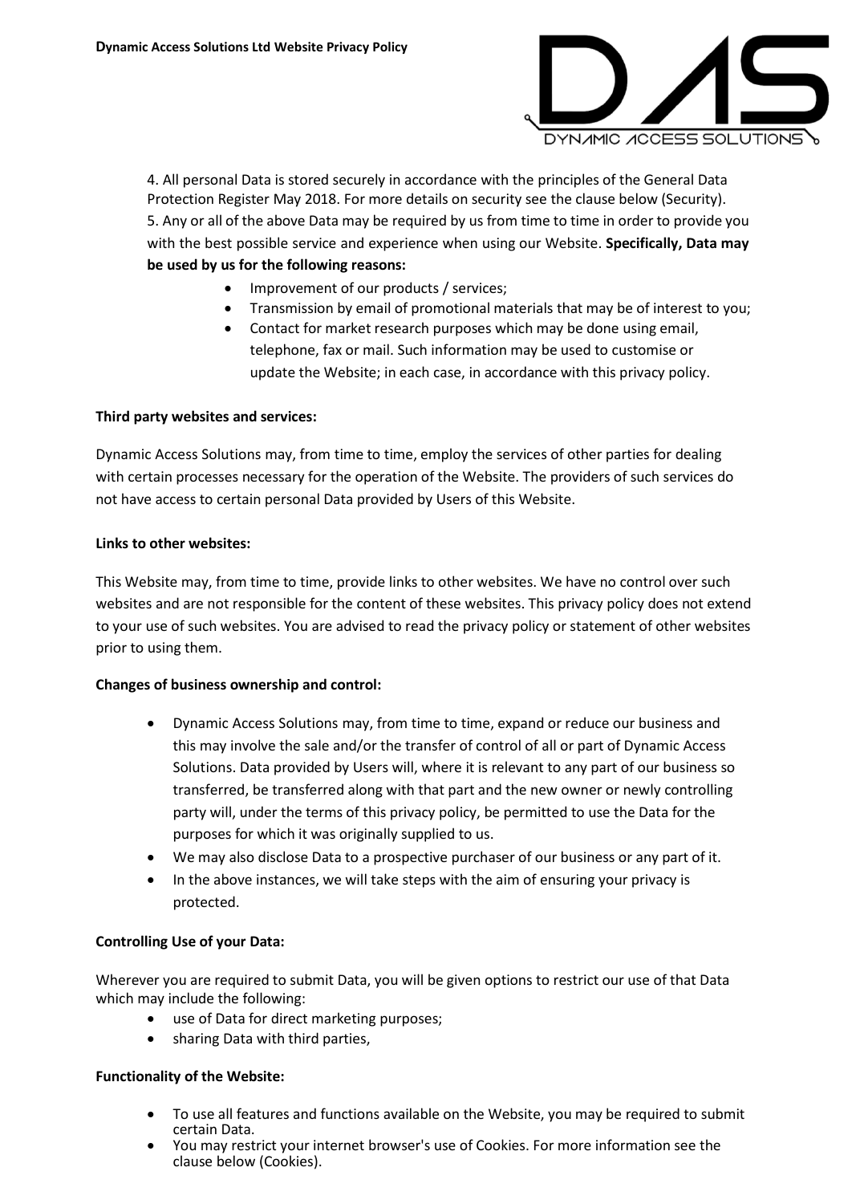4. All personal Data is stored securely in accordance with the principles of the General Data Protection Register May 2018. For more details on security see the clause below (Security).
5. Any or all of the above Data may be required by us from time to time in order to provide you with the best possible service and experience when using our Website. **Specifically, Data may be used by us for the following reasons:**

- Improvement of our products / services;
- Transmission by email of promotional materials that may be of interest to you;
- Contact for market research purposes which may be done using email, telephone, fax or mail. Such information may be used to customise or update the Website; in each case, in accordance with this privacy policy.

**Third party websites and services:**

Dynamic Access Solutions may, from time to time, employ the services of other parties for dealing with certain processes necessary for the operation of the Website. The providers of such services do not have access to certain personal Data provided by Users of this Website.

**Links to other websites:**

This Website may, from time to time, provide links to other websites. We have no control over such websites and are not responsible for the content of these websites. This privacy policy does not extend to your use of such websites. You are advised to read the privacy policy or statement of other websites prior to using them.

**Changes of business ownership and control:**

- Dynamic Access Solutions may, from time to time, expand or reduce our business and this may involve the sale and/or the transfer of control of all or part of Dynamic Access Solutions. Data provided by Users will, where it is relevant to any part of our business so transferred, be transferred along with that part and the new owner or newly controlling party will, under the terms of this privacy policy, be permitted to use the Data for the purposes for which it was originally supplied to us.
- We may also disclose Data to a prospective purchaser of our business or any part of it.
- In the above instances, we will take steps with the aim of ensuring your privacy is protected.

**Controlling Use of your Data:**

Wherever you are required to submit Data, you will be given options to restrict our use of that Data which may include the following:

- use of Data for direct marketing purposes;
- sharing Data with third parties,

**Functionality of the Website:**

- To use all features and functions available on the Website, you may be required to submit certain Data.
- You may restrict your internet browser's use of Cookies. For more information see the clause below (Cookies).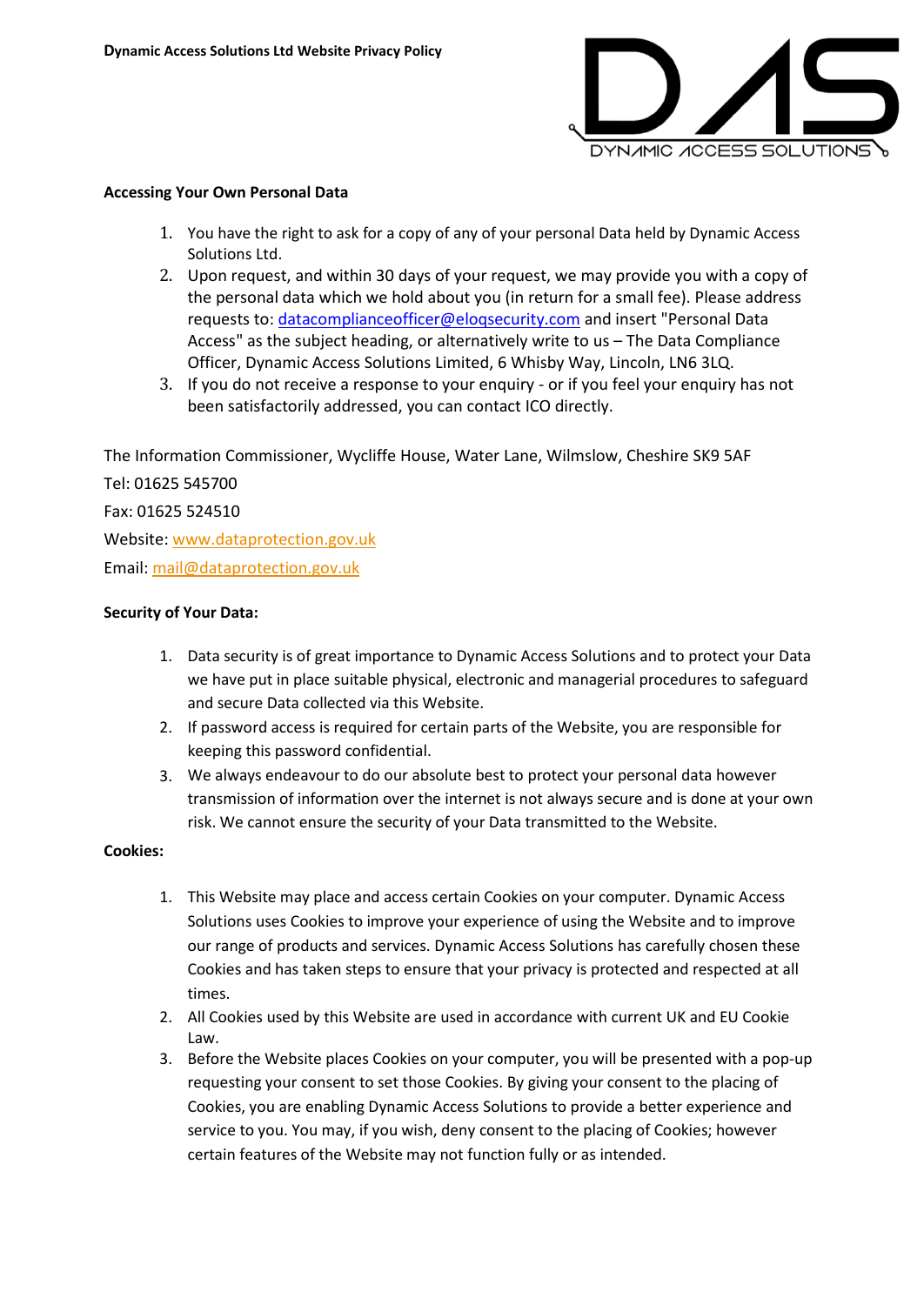## Accessing Your Own Personal Data

1. You have the right to ask for a copy of any of your personal Data held by Dynamic Access Solutions Ltd.
2. Upon request, and within 30 days of your request, we may provide you with a copy of the personal data which we hold about you (in return for a small fee). Please address requests to: datacomplianceofficer@eloqsecurity.com and insert "Personal Data Access" as the subject heading, or alternatively write to us – The Data Compliance Officer, Dynamic Access Solutions Limited, 6 Whisby Way, Lincoln, LN6 3LQ.
3. If you do not receive a response to your enquiry - or if you feel your enquiry has not been satisfactorily addressed, you can contact ICO directly.

The Information Commissioner, Wycliffe House, Water Lane, Wilmslow, Cheshire SK9 5AF

Tel: 01625 545700

Fax: 01625 524510

Website: www.dataprotection.gov.uk

Email: mail@dataprotection.gov.uk

## Security of Your Data:

1. Data security is of great importance to Dynamic Access Solutions and to protect your Data we have put in place suitable physical, electronic and managerial procedures to safeguard and secure Data collected via this Website.
2. If password access is required for certain parts of the Website, you are responsible for keeping this password confidential.
3. We always endeavour to do our absolute best to protect your personal data however transmission of information over the internet is not always secure and is done at your own risk. We cannot ensure the security of your Data transmitted to the Website.

## Cookies:

1. This Website may place and access certain Cookies on your computer. Dynamic Access Solutions uses Cookies to improve your experience of using the Website and to improve our range of products and services. Dynamic Access Solutions has carefully chosen these Cookies and has taken steps to ensure that your privacy is protected and respected at all times.
2. All Cookies used by this Website are used in accordance with current UK and EU Cookie Law.
3. Before the Website places Cookies on your computer, you will be presented with a pop-up requesting your consent to set those Cookies. By giving your consent to the placing of Cookies, you are enabling Dynamic Access Solutions to provide a better experience and service to you. You may, if you wish, deny consent to the placing of Cookies; however certain features of the Website may not function fully or as intended.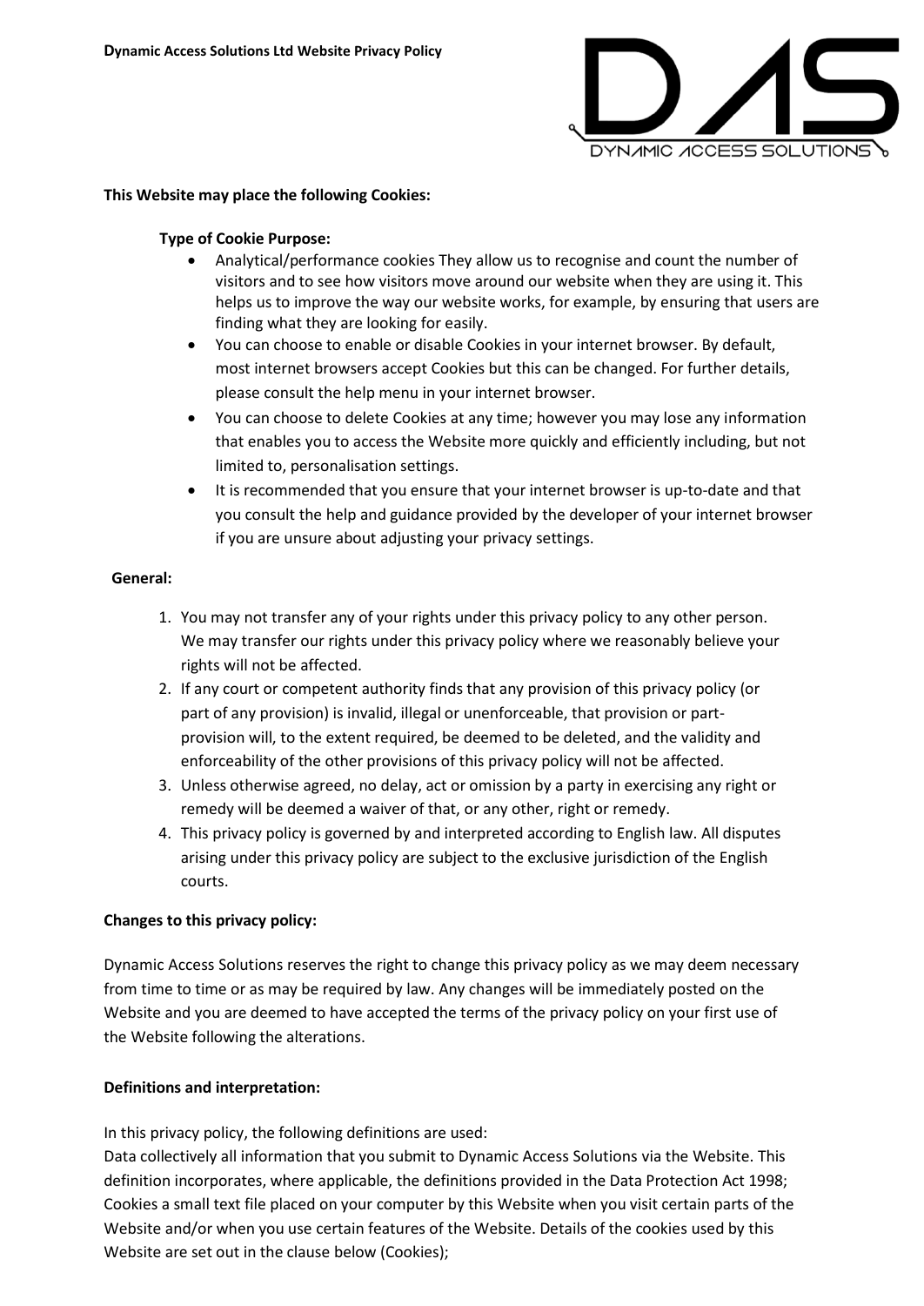**This Website may place the following Cookies:**

**Type of Cookie Purpose:**

- Analytical/performance cookies They allow us to recognise and count the number of visitors and to see how visitors move around our website when they are using it. This helps us to improve the way our website works, for example, by ensuring that users are finding what they are looking for easily.
- You can choose to enable or disable Cookies in your internet browser. By default, most internet browsers accept Cookies but this can be changed. For further details, please consult the help menu in your internet browser.
- You can choose to delete Cookies at any time; however you may lose any information that enables you to access the Website more quickly and efficiently including, but not limited to, personalisation settings.
- It is recommended that you ensure that your internet browser is up-to-date and that you consult the help and guidance provided by the developer of your internet browser if you are unsure about adjusting your privacy settings.

**General:**

1. You may not transfer any of your rights under this privacy policy to any other person. We may transfer our rights under this privacy policy where we reasonably believe your rights will not be affected.
2. If any court or competent authority finds that any provision of this privacy policy (or part of any provision) is invalid, illegal or unenforceable, that provision or part-provision will, to the extent required, be deemed to be deleted, and the validity and enforceability of the other provisions of this privacy policy will not be affected.
3. Unless otherwise agreed, no delay, act or omission by a party in exercising any right or remedy will be deemed a waiver of that, or any other, right or remedy.
4. This privacy policy is governed by and interpreted according to English law. All disputes arising under this privacy policy are subject to the exclusive jurisdiction of the English courts.

**Changes to this privacy policy:**

Dynamic Access Solutions reserves the right to change this privacy policy as we may deem necessary from time to time or as may be required by law. Any changes will be immediately posted on the Website and you are deemed to have accepted the terms of the privacy policy on your first use of the Website following the alterations.

**Definitions and interpretation:**

In this privacy policy, the following definitions are used:
Data collectively all information that you submit to Dynamic Access Solutions via the Website. This definition incorporates, where applicable, the definitions provided in the Data Protection Act 1998;
Cookies a small text file placed on your computer by this Website when you visit certain parts of the Website and/or when you use certain features of the Website. Details of the cookies used by this Website are set out in the clause below (Cookies);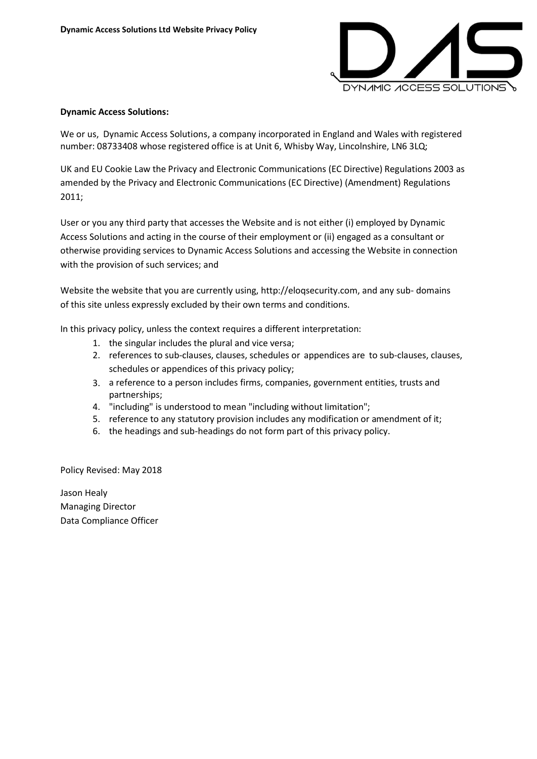**Dynamic Access Solutions:**

We or us, Dynamic Access Solutions, a company incorporated in England and Wales with registered number: 08733408 whose registered office is at Unit 6, Whisby Way, Lincolnshire, LN6 3LQ;

UK and EU Cookie Law the Privacy and Electronic Communications (EC Directive) Regulations 2003 as amended by the Privacy and Electronic Communications (EC Directive) (Amendment) Regulations 2011;

User or you any third party that accesses the Website and is not either (i) employed by Dynamic Access Solutions and acting in the course of their employment or (ii) engaged as a consultant or otherwise providing services to Dynamic Access Solutions and accessing the Website in connection with the provision of such services; and

Website the website that you are currently using, http://eloqsecurity.com, and any sub- domains of this site unless expressly excluded by their own terms and conditions.

In this privacy policy, unless the context requires a different interpretation:

1. the singular includes the plural and vice versa;
2. references to sub-clauses, clauses, schedules or appendices are to sub-clauses, clauses, schedules or appendices of this privacy policy;
3. a reference to a person includes firms, companies, government entities, trusts and partnerships;
4. "including" is understood to mean "including without limitation";
5. reference to any statutory provision includes any modification or amendment of it;
6. the headings and sub-headings do not form part of this privacy policy.

Policy Revised: May 2018

Jason Healy
Managing Director
Data Compliance Officer